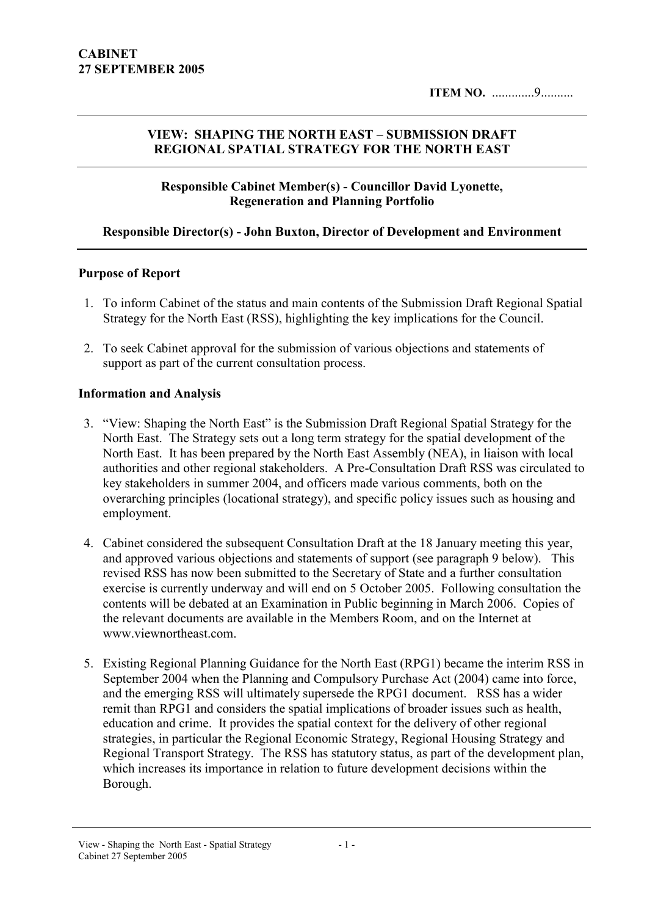**CABINET**
**27 SEPTEMBER 2005**

**ITEM NO.** ............9..........

**VIEW: SHAPING THE NORTH EAST – SUBMISSION DRAFT REGIONAL SPATIAL STRATEGY FOR THE NORTH EAST**

**Responsible Cabinet Member(s) - Councillor David Lyonette, Regeneration and Planning Portfolio**

**Responsible Director(s) - John Buxton, Director of Development and Environment**

## Purpose of Report

1. To inform Cabinet of the status and main contents of the Submission Draft Regional Spatial Strategy for the North East (RSS), highlighting the key implications for the Council.

2. To seek Cabinet approval for the submission of various objections and statements of support as part of the current consultation process.

## Information and Analysis

3. "View: Shaping the North East" is the Submission Draft Regional Spatial Strategy for the North East. The Strategy sets out a long term strategy for the spatial development of the North East. It has been prepared by the North East Assembly (NEA), in liaison with local authorities and other regional stakeholders. A Pre-Consultation Draft RSS was circulated to key stakeholders in summer 2004, and officers made various comments, both on the overarching principles (locational strategy), and specific policy issues such as housing and employment.

4. Cabinet considered the subsequent Consultation Draft at the 18 January meeting this year, and approved various objections and statements of support (see paragraph 9 below). This revised RSS has now been submitted to the Secretary of State and a further consultation exercise is currently underway and will end on 5 October 2005. Following consultation the contents will be debated at an Examination in Public beginning in March 2006. Copies of the relevant documents are available in the Members Room, and on the Internet at www.viewnortheast.com.

5. Existing Regional Planning Guidance for the North East (RPG1) became the interim RSS in September 2004 when the Planning and Compulsory Purchase Act (2004) came into force, and the emerging RSS will ultimately supersede the RPG1 document. RSS has a wider remit than RPG1 and considers the spatial implications of broader issues such as health, education and crime. It provides the spatial context for the delivery of other regional strategies, in particular the Regional Economic Strategy, Regional Housing Strategy and Regional Transport Strategy. The RSS has statutory status, as part of the development plan, which increases its importance in relation to future development decisions within the Borough.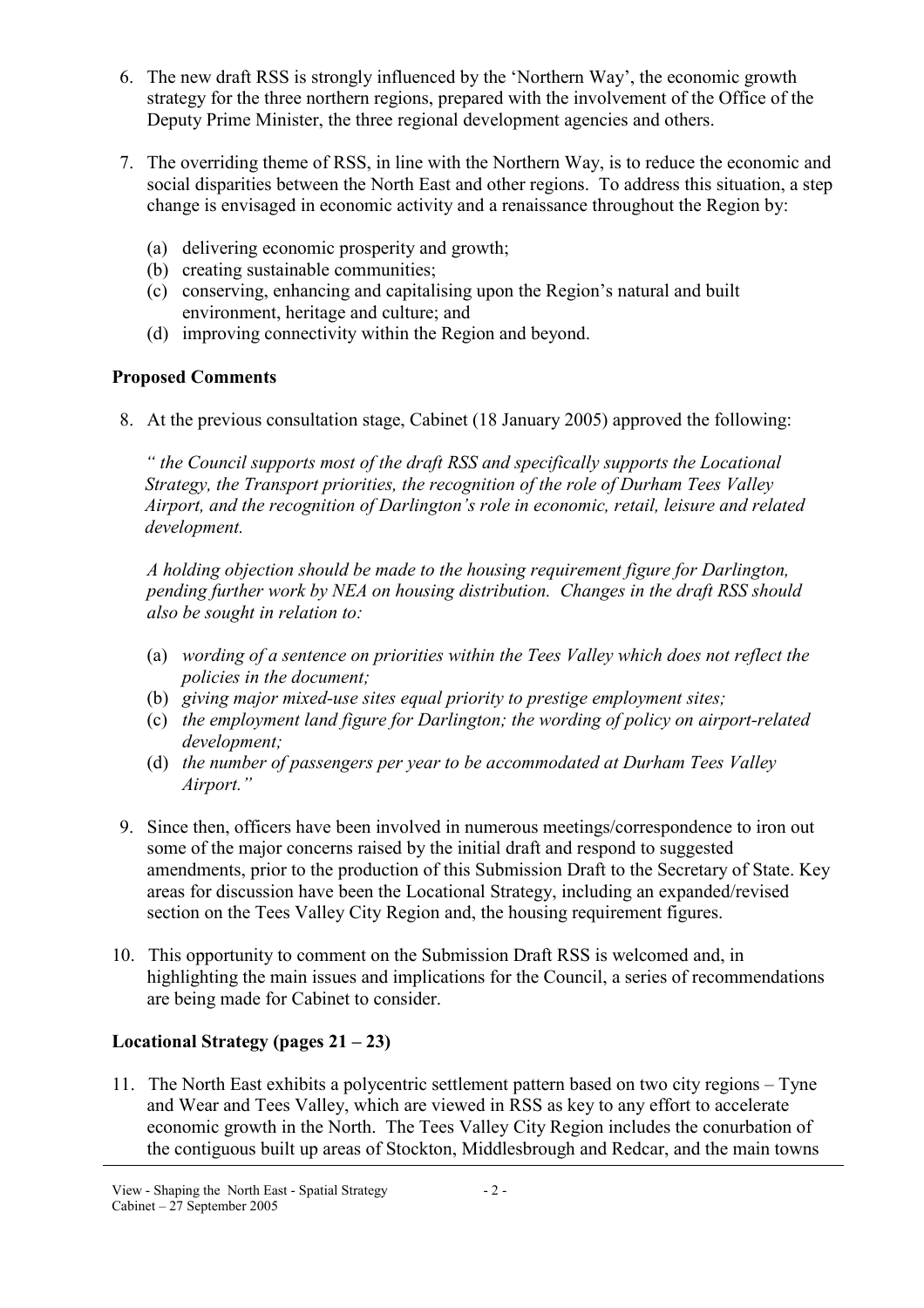6. The new draft RSS is strongly influenced by the 'Northern Way', the economic growth strategy for the three northern regions, prepared with the involvement of the Office of the Deputy Prime Minister, the three regional development agencies and others.

7. The overriding theme of RSS, in line with the Northern Way, is to reduce the economic and social disparities between the North East and other regions. To address this situation, a step change is envisaged in economic activity and a renaissance throughout the Region by:

   (a) delivering economic prosperity and growth;
   (b) creating sustainable communities;
   (c) conserving, enhancing and capitalising upon the Region's natural and built environment, heritage and culture; and
   (d) improving connectivity within the Region and beyond.

**Proposed Comments**

8. At the previous consultation stage, Cabinet (18 January 2005) approved the following:

   *" the Council supports most of the draft RSS and specifically supports the Locational Strategy, the Transport priorities, the recognition of the role of Durham Tees Valley Airport, and the recognition of Darlington's role in economic, retail, leisure and related development.*

   *A holding objection should be made to the housing requirement figure for Darlington, pending further work by NEA on housing distribution. Changes in the draft RSS should also be sought in relation to:*

   (a) *wording of a sentence on priorities within the Tees Valley which does not reflect the policies in the document;*
   (b) *giving major mixed-use sites equal priority to prestige employment sites;*
   (c) *the employment land figure for Darlington; the wording of policy on airport-related development;*
   (d) *the number of passengers per year to be accommodated at Durham Tees Valley Airport."*

9. Since then, officers have been involved in numerous meetings/correspondence to iron out some of the major concerns raised by the initial draft and respond to suggested amendments, prior to the production of this Submission Draft to the Secretary of State. Key areas for discussion have been the Locational Strategy, including an expanded/revised section on the Tees Valley City Region and, the housing requirement figures.

10. This opportunity to comment on the Submission Draft RSS is welcomed and, in highlighting the main issues and implications for the Council, a series of recommendations are being made for Cabinet to consider.

**Locational Strategy (pages 21 – 23)**

11. The North East exhibits a polycentric settlement pattern based on two city regions – Tyne and Wear and Tees Valley, which are viewed in RSS as key to any effort to accelerate economic growth in the North. The Tees Valley City Region includes the conurbation of the contiguous built up areas of Stockton, Middlesbrough and Redcar, and the main towns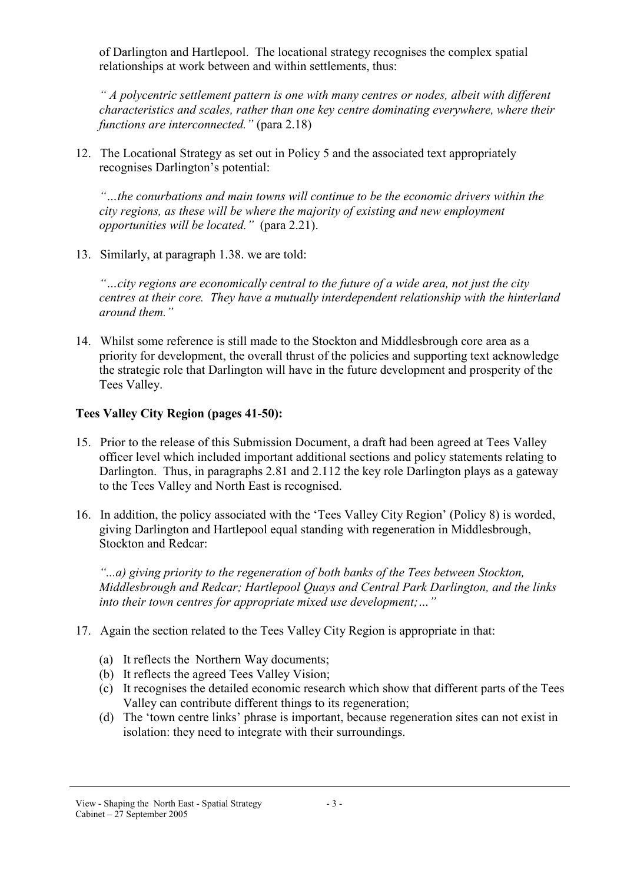of Darlington and Hartlepool. The locational strategy recognises the complex spatial relationships at work between and within settlements, thus:

*" A polycentric settlement pattern is one with many centres or nodes, albeit with different characteristics and scales, rather than one key centre dominating everywhere, where their functions are interconnected."* (para 2.18)

12. The Locational Strategy as set out in Policy 5 and the associated text appropriately recognises Darlington's potential:

    *"…the conurbations and main towns will continue to be the economic drivers within the city regions, as these will be where the majority of existing and new employment opportunities will be located."* (para 2.21).

13. Similarly, at paragraph 1.38. we are told:

    *"…city regions are economically central to the future of a wide area, not just the city centres at their core. They have a mutually interdependent relationship with the hinterland around them."*

14. Whilst some reference is still made to the Stockton and Middlesbrough core area as a priority for development, the overall thrust of the policies and supporting text acknowledge the strategic role that Darlington will have in the future development and prosperity of the Tees Valley.

**Tees Valley City Region (pages 41-50):**

15. Prior to the release of this Submission Document, a draft had been agreed at Tees Valley officer level which included important additional sections and policy statements relating to Darlington. Thus, in paragraphs 2.81 and 2.112 the key role Darlington plays as a gateway to the Tees Valley and North East is recognised.

16. In addition, the policy associated with the 'Tees Valley City Region' (Policy 8) is worded, giving Darlington and Hartlepool equal standing with regeneration in Middlesbrough, Stockton and Redcar:

    *"...a) giving priority to the regeneration of both banks of the Tees between Stockton, Middlesbrough and Redcar; Hartlepool Quays and Central Park Darlington, and the links into their town centres for appropriate mixed use development;…"*

17. Again the section related to the Tees Valley City Region is appropriate in that:

    (a) It reflects the Northern Way documents;
    (b) It reflects the agreed Tees Valley Vision;
    (c) It recognises the detailed economic research which show that different parts of the Tees Valley can contribute different things to its regeneration;
    (d) The 'town centre links' phrase is important, because regeneration sites can not exist in isolation: they need to integrate with their surroundings.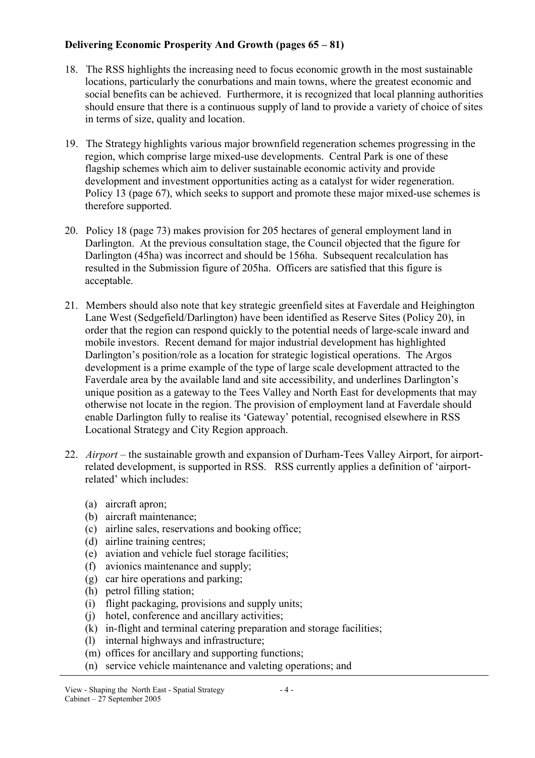**Delivering Economic Prosperity And Growth (pages 65 – 81)**

18. The RSS highlights the increasing need to focus economic growth in the most sustainable locations, particularly the conurbations and main towns, where the greatest economic and social benefits can be achieved. Furthermore, it is recognized that local planning authorities should ensure that there is a continuous supply of land to provide a variety of choice of sites in terms of size, quality and location.

19. The Strategy highlights various major brownfield regeneration schemes progressing in the region, which comprise large mixed-use developments. Central Park is one of these flagship schemes which aim to deliver sustainable economic activity and provide development and investment opportunities acting as a catalyst for wider regeneration. Policy 13 (page 67), which seeks to support and promote these major mixed-use schemes is therefore supported.

20. Policy 18 (page 73) makes provision for 205 hectares of general employment land in Darlington. At the previous consultation stage, the Council objected that the figure for Darlington (45ha) was incorrect and should be 156ha. Subsequent recalculation has resulted in the Submission figure of 205ha. Officers are satisfied that this figure is acceptable.

21. Members should also note that key strategic greenfield sites at Faverdale and Heighington Lane West (Sedgefield/Darlington) have been identified as Reserve Sites (Policy 20), in order that the region can respond quickly to the potential needs of large-scale inward and mobile investors. Recent demand for major industrial development has highlighted Darlington's position/role as a location for strategic logistical operations. The Argos development is a prime example of the type of large scale development attracted to the Faverdale area by the available land and site accessibility, and underlines Darlington's unique position as a gateway to the Tees Valley and North East for developments that may otherwise not locate in the region. The provision of employment land at Faverdale should enable Darlington fully to realise its 'Gateway' potential, recognised elsewhere in RSS Locational Strategy and City Region approach.

22. *Airport* – the sustainable growth and expansion of Durham-Tees Valley Airport, for airport-related development, is supported in RSS. RSS currently applies a definition of 'airport-related' which includes:

    (a) aircraft apron;
    (b) aircraft maintenance;
    (c) airline sales, reservations and booking office;
    (d) airline training centres;
    (e) aviation and vehicle fuel storage facilities;
    (f) avionics maintenance and supply;
    (g) car hire operations and parking;
    (h) petrol filling station;
    (i) flight packaging, provisions and supply units;
    (j) hotel, conference and ancillary activities;
    (k) in-flight and terminal catering preparation and storage facilities;
    (l) internal highways and infrastructure;
    (m) offices for ancillary and supporting functions;
    (n) service vehicle maintenance and valeting operations; and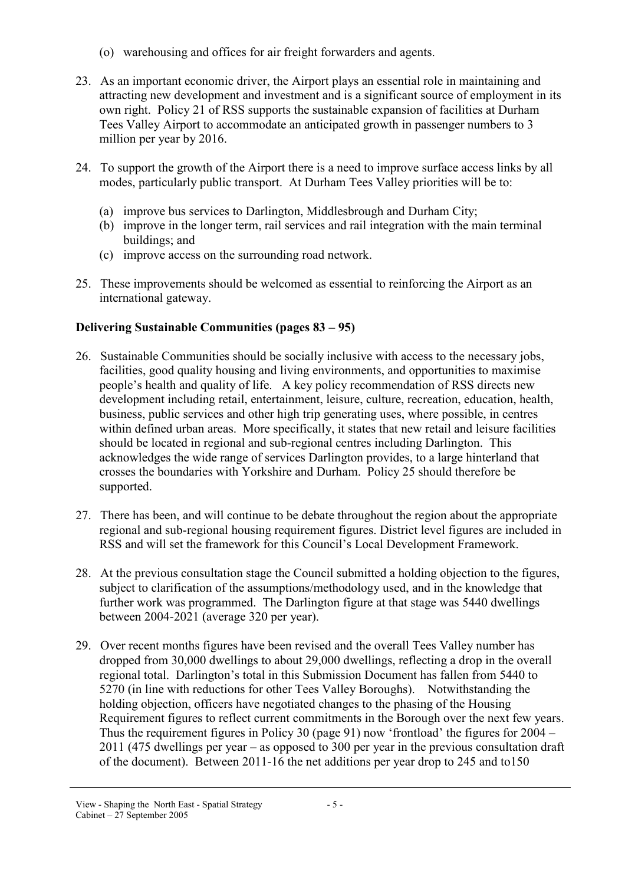(o) warehousing and offices for air freight forwarders and agents.

23. As an important economic driver, the Airport plays an essential role in maintaining and attracting new development and investment and is a significant source of employment in its own right. Policy 21 of RSS supports the sustainable expansion of facilities at Durham Tees Valley Airport to accommodate an anticipated growth in passenger numbers to 3 million per year by 2016.

24. To support the growth of the Airport there is a need to improve surface access links by all modes, particularly public transport. At Durham Tees Valley priorities will be to:

    (a) improve bus services to Darlington, Middlesbrough and Durham City;
    (b) improve in the longer term, rail services and rail integration with the main terminal buildings; and
    (c) improve access on the surrounding road network.

25. These improvements should be welcomed as essential to reinforcing the Airport as an international gateway.

**Delivering Sustainable Communities (pages 83 – 95)**

26. Sustainable Communities should be socially inclusive with access to the necessary jobs, facilities, good quality housing and living environments, and opportunities to maximise people's health and quality of life. A key policy recommendation of RSS directs new development including retail, entertainment, leisure, culture, recreation, education, health, business, public services and other high trip generating uses, where possible, in centres within defined urban areas. More specifically, it states that new retail and leisure facilities should be located in regional and sub-regional centres including Darlington. This acknowledges the wide range of services Darlington provides, to a large hinterland that crosses the boundaries with Yorkshire and Durham. Policy 25 should therefore be supported.

27. There has been, and will continue to be debate throughout the region about the appropriate regional and sub-regional housing requirement figures. District level figures are included in RSS and will set the framework for this Council's Local Development Framework.

28. At the previous consultation stage the Council submitted a holding objection to the figures, subject to clarification of the assumptions/methodology used, and in the knowledge that further work was programmed. The Darlington figure at that stage was 5440 dwellings between 2004-2021 (average 320 per year).

29. Over recent months figures have been revised and the overall Tees Valley number has dropped from 30,000 dwellings to about 29,000 dwellings, reflecting a drop in the overall regional total. Darlington's total in this Submission Document has fallen from 5440 to 5270 (in line with reductions for other Tees Valley Boroughs). Notwithstanding the holding objection, officers have negotiated changes to the phasing of the Housing Requirement figures to reflect current commitments in the Borough over the next few years. Thus the requirement figures in Policy 30 (page 91) now 'frontload' the figures for 2004 – 2011 (475 dwellings per year – as opposed to 300 per year in the previous consultation draft of the document). Between 2011-16 the net additions per year drop to 245 and to150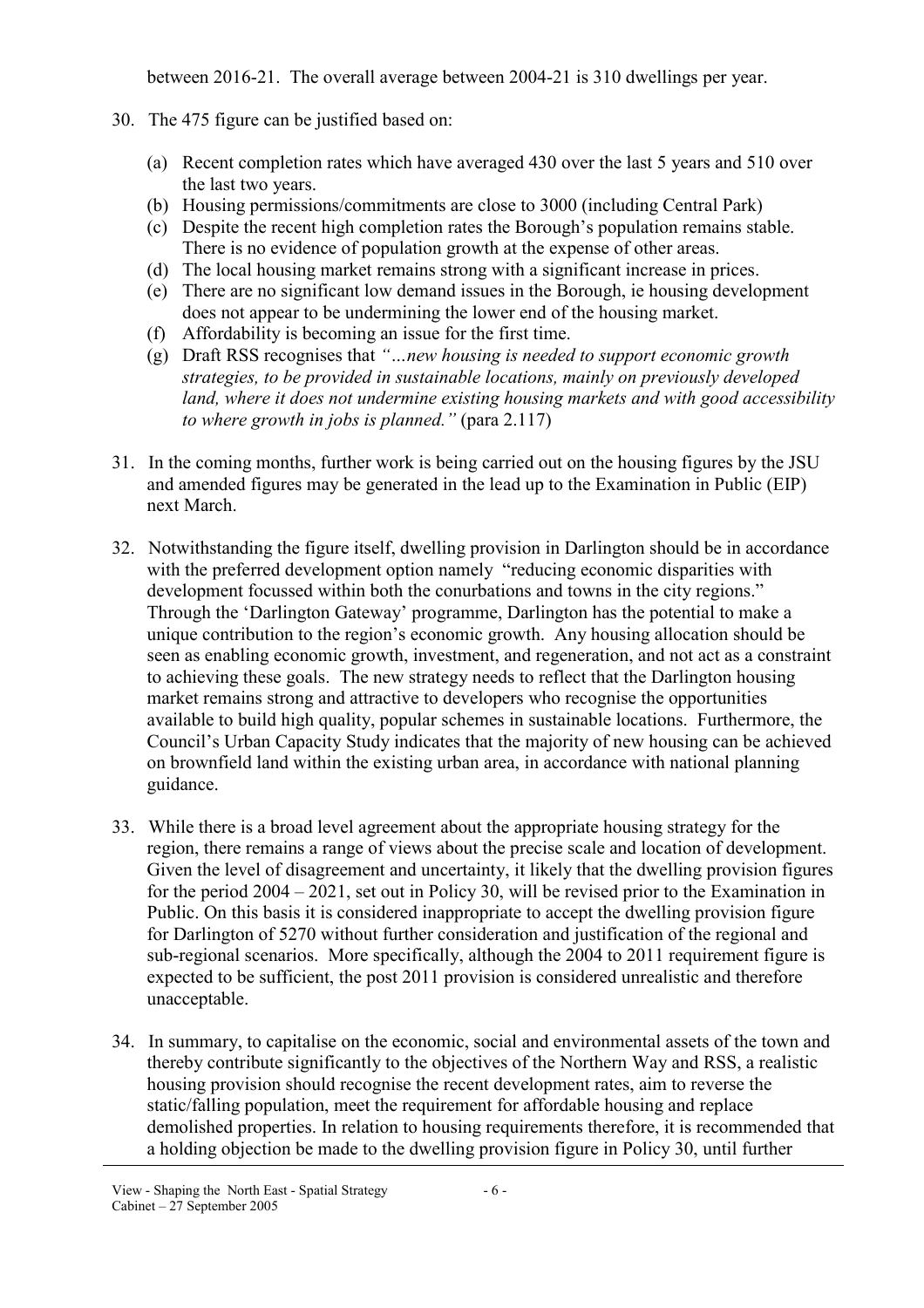between 2016-21. The overall average between 2004-21 is 310 dwellings per year.

30. The 475 figure can be justified based on:

    (a) Recent completion rates which have averaged 430 over the last 5 years and 510 over the last two years.
    (b) Housing permissions/commitments are close to 3000 (including Central Park)
    (c) Despite the recent high completion rates the Borough's population remains stable. There is no evidence of population growth at the expense of other areas.
    (d) The local housing market remains strong with a significant increase in prices.
    (e) There are no significant low demand issues in the Borough, ie housing development does not appear to be undermining the lower end of the housing market.
    (f) Affordability is becoming an issue for the first time.
    (g) Draft RSS recognises that *"…new housing is needed to support economic growth strategies, to be provided in sustainable locations, mainly on previously developed land, where it does not undermine existing housing markets and with good accessibility to where growth in jobs is planned."* (para 2.117)

31. In the coming months, further work is being carried out on the housing figures by the JSU and amended figures may be generated in the lead up to the Examination in Public (EIP) next March.

32. Notwithstanding the figure itself, dwelling provision in Darlington should be in accordance with the preferred development option namely "reducing economic disparities with development focussed within both the conurbations and towns in the city regions." Through the 'Darlington Gateway' programme, Darlington has the potential to make a unique contribution to the region's economic growth. Any housing allocation should be seen as enabling economic growth, investment, and regeneration, and not act as a constraint to achieving these goals. The new strategy needs to reflect that the Darlington housing market remains strong and attractive to developers who recognise the opportunities available to build high quality, popular schemes in sustainable locations. Furthermore, the Council's Urban Capacity Study indicates that the majority of new housing can be achieved on brownfield land within the existing urban area, in accordance with national planning guidance.

33. While there is a broad level agreement about the appropriate housing strategy for the region, there remains a range of views about the precise scale and location of development. Given the level of disagreement and uncertainty, it likely that the dwelling provision figures for the period 2004 – 2021, set out in Policy 30, will be revised prior to the Examination in Public. On this basis it is considered inappropriate to accept the dwelling provision figure for Darlington of 5270 without further consideration and justification of the regional and sub-regional scenarios. More specifically, although the 2004 to 2011 requirement figure is expected to be sufficient, the post 2011 provision is considered unrealistic and therefore unacceptable.

34. In summary, to capitalise on the economic, social and environmental assets of the town and thereby contribute significantly to the objectives of the Northern Way and RSS, a realistic housing provision should recognise the recent development rates, aim to reverse the static/falling population, meet the requirement for affordable housing and replace demolished properties. In relation to housing requirements therefore, it is recommended that a holding objection be made to the dwelling provision figure in Policy 30, until further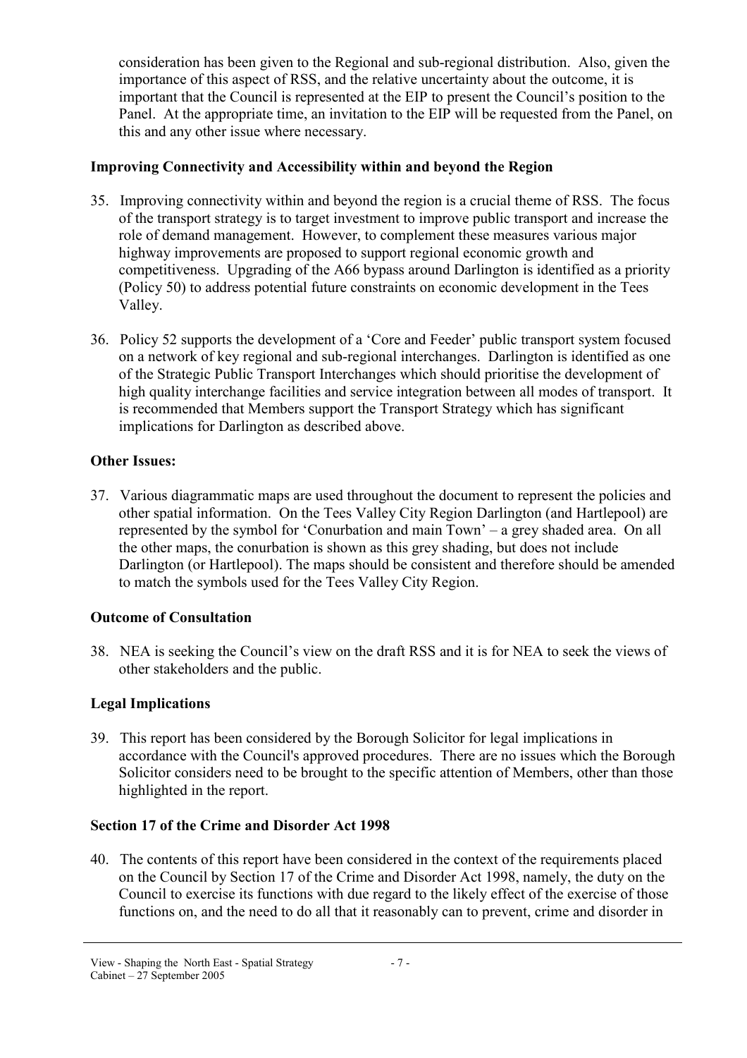consideration has been given to the Regional and sub-regional distribution. Also, given the importance of this aspect of RSS, and the relative uncertainty about the outcome, it is important that the Council is represented at the EIP to present the Council's position to the Panel. At the appropriate time, an invitation to the EIP will be requested from the Panel, on this and any other issue where necessary.

**Improving Connectivity and Accessibility within and beyond the Region**

35. Improving connectivity within and beyond the region is a crucial theme of RSS. The focus of the transport strategy is to target investment to improve public transport and increase the role of demand management. However, to complement these measures various major highway improvements are proposed to support regional economic growth and competitiveness. Upgrading of the A66 bypass around Darlington is identified as a priority (Policy 50) to address potential future constraints on economic development in the Tees Valley.

36. Policy 52 supports the development of a 'Core and Feeder' public transport system focused on a network of key regional and sub-regional interchanges. Darlington is identified as one of the Strategic Public Transport Interchanges which should prioritise the development of high quality interchange facilities and service integration between all modes of transport. It is recommended that Members support the Transport Strategy which has significant implications for Darlington as described above.

**Other Issues:**

37. Various diagrammatic maps are used throughout the document to represent the policies and other spatial information. On the Tees Valley City Region Darlington (and Hartlepool) are represented by the symbol for 'Conurbation and main Town' – a grey shaded area. On all the other maps, the conurbation is shown as this grey shading, but does not include Darlington (or Hartlepool). The maps should be consistent and therefore should be amended to match the symbols used for the Tees Valley City Region.

**Outcome of Consultation**

38. NEA is seeking the Council's view on the draft RSS and it is for NEA to seek the views of other stakeholders and the public.

**Legal Implications**

39. This report has been considered by the Borough Solicitor for legal implications in accordance with the Council's approved procedures. There are no issues which the Borough Solicitor considers need to be brought to the specific attention of Members, other than those highlighted in the report.

**Section 17 of the Crime and Disorder Act 1998**

40. The contents of this report have been considered in the context of the requirements placed on the Council by Section 17 of the Crime and Disorder Act 1998, namely, the duty on the Council to exercise its functions with due regard to the likely effect of the exercise of those functions on, and the need to do all that it reasonably can to prevent, crime and disorder in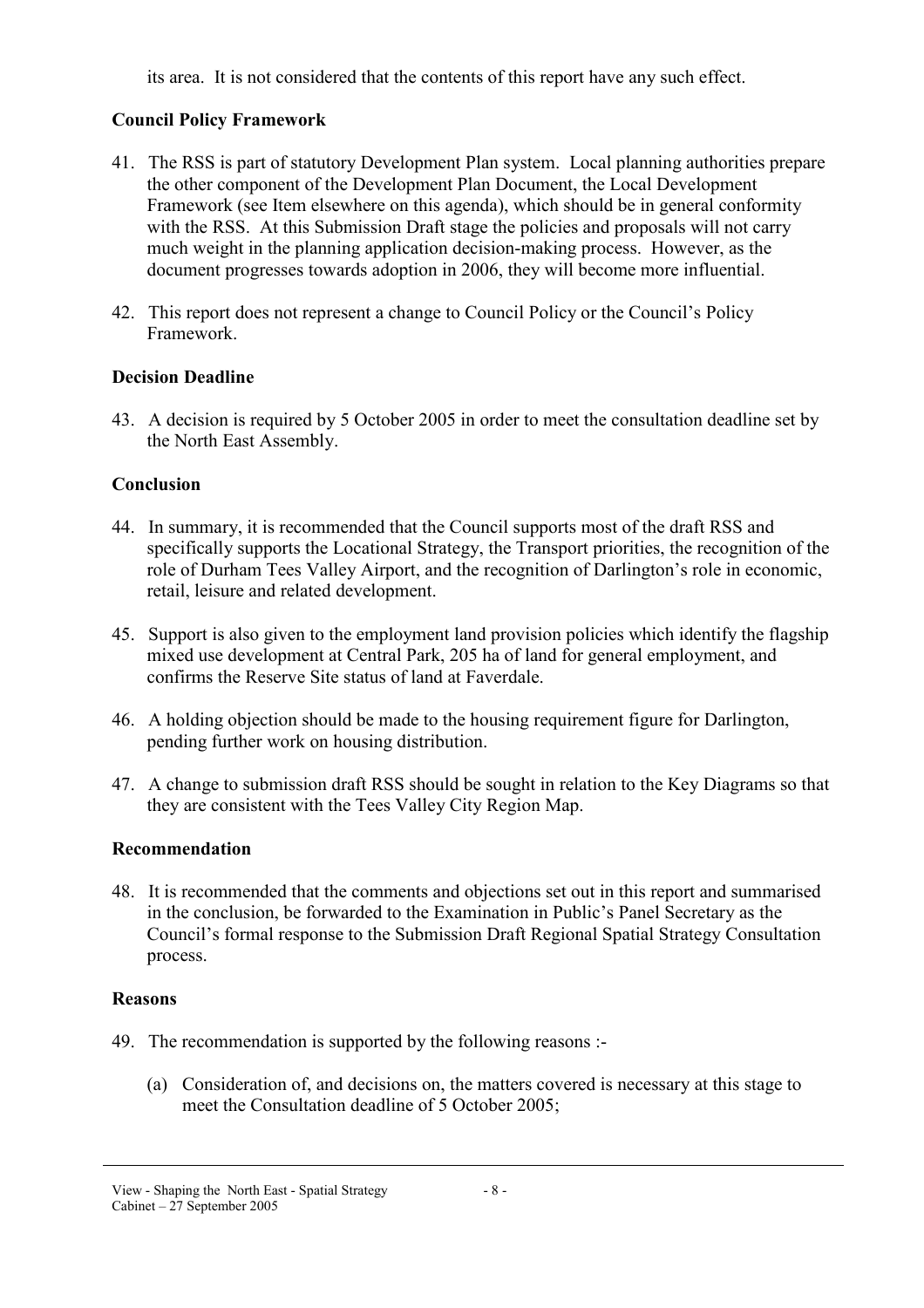its area. It is not considered that the contents of this report have any such effect.

**Council Policy Framework**

41. The RSS is part of statutory Development Plan system. Local planning authorities prepare the other component of the Development Plan Document, the Local Development Framework (see Item elsewhere on this agenda), which should be in general conformity with the RSS. At this Submission Draft stage the policies and proposals will not carry much weight in the planning application decision-making process. However, as the document progresses towards adoption in 2006, they will become more influential.

42. This report does not represent a change to Council Policy or the Council's Policy Framework.

**Decision Deadline**

43. A decision is required by 5 October 2005 in order to meet the consultation deadline set by the North East Assembly.

**Conclusion**

44. In summary, it is recommended that the Council supports most of the draft RSS and specifically supports the Locational Strategy, the Transport priorities, the recognition of the role of Durham Tees Valley Airport, and the recognition of Darlington's role in economic, retail, leisure and related development.

45. Support is also given to the employment land provision policies which identify the flagship mixed use development at Central Park, 205 ha of land for general employment, and confirms the Reserve Site status of land at Faverdale.

46. A holding objection should be made to the housing requirement figure for Darlington, pending further work on housing distribution.

47. A change to submission draft RSS should be sought in relation to the Key Diagrams so that they are consistent with the Tees Valley City Region Map.

**Recommendation**

48. It is recommended that the comments and objections set out in this report and summarised in the conclusion, be forwarded to the Examination in Public's Panel Secretary as the Council's formal response to the Submission Draft Regional Spatial Strategy Consultation process.

**Reasons**

49. The recommendation is supported by the following reasons :-

    (a) Consideration of, and decisions on, the matters covered is necessary at this stage to meet the Consultation deadline of 5 October 2005;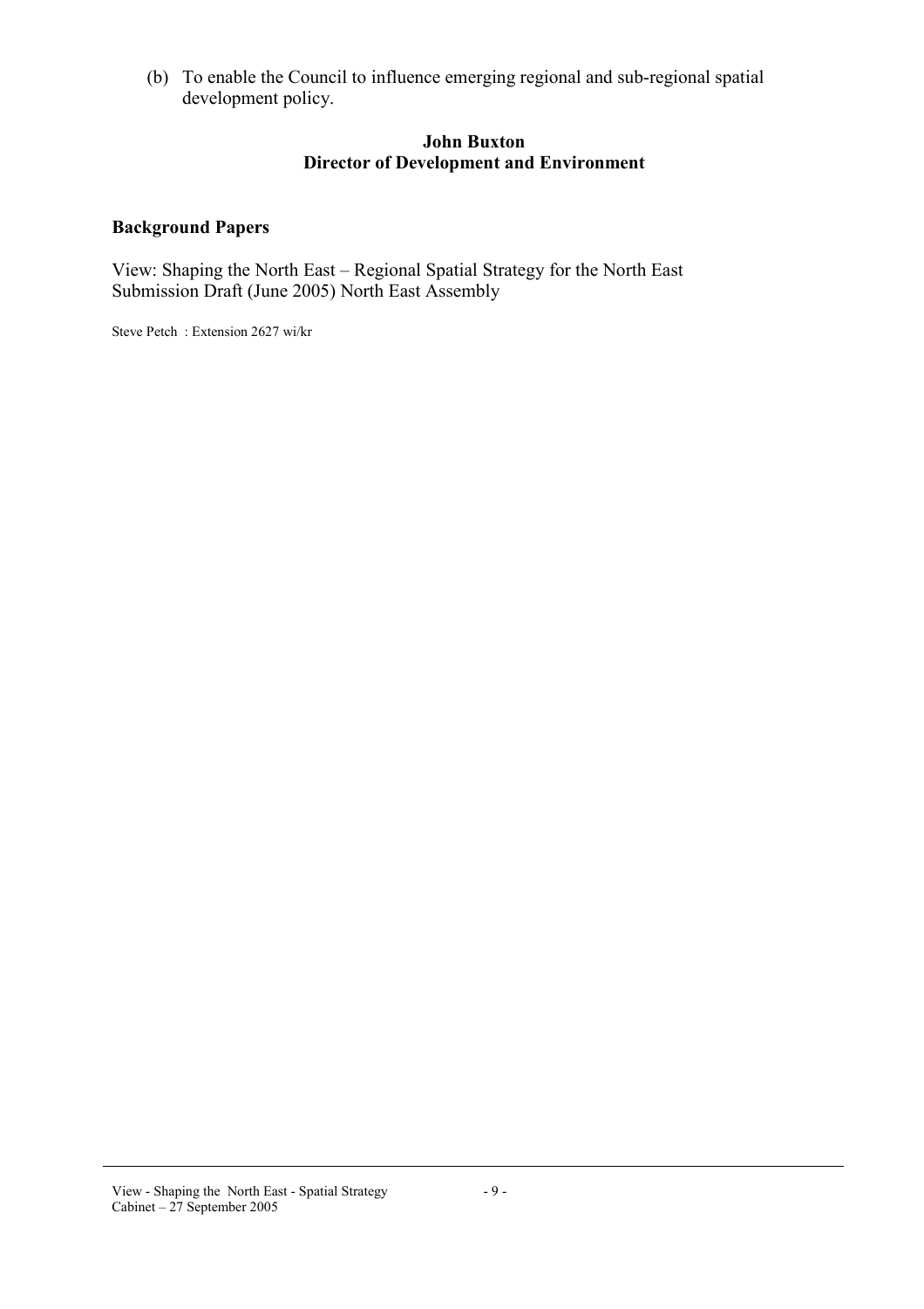(b) To enable the Council to influence emerging regional and sub-regional spatial development policy.

**John Buxton**
**Director of Development and Environment**

### Background Papers

View: Shaping the North East – Regional Spatial Strategy for the North East Submission Draft (June 2005) North East Assembly

Steve Petch : Extension 2627 wi/kr